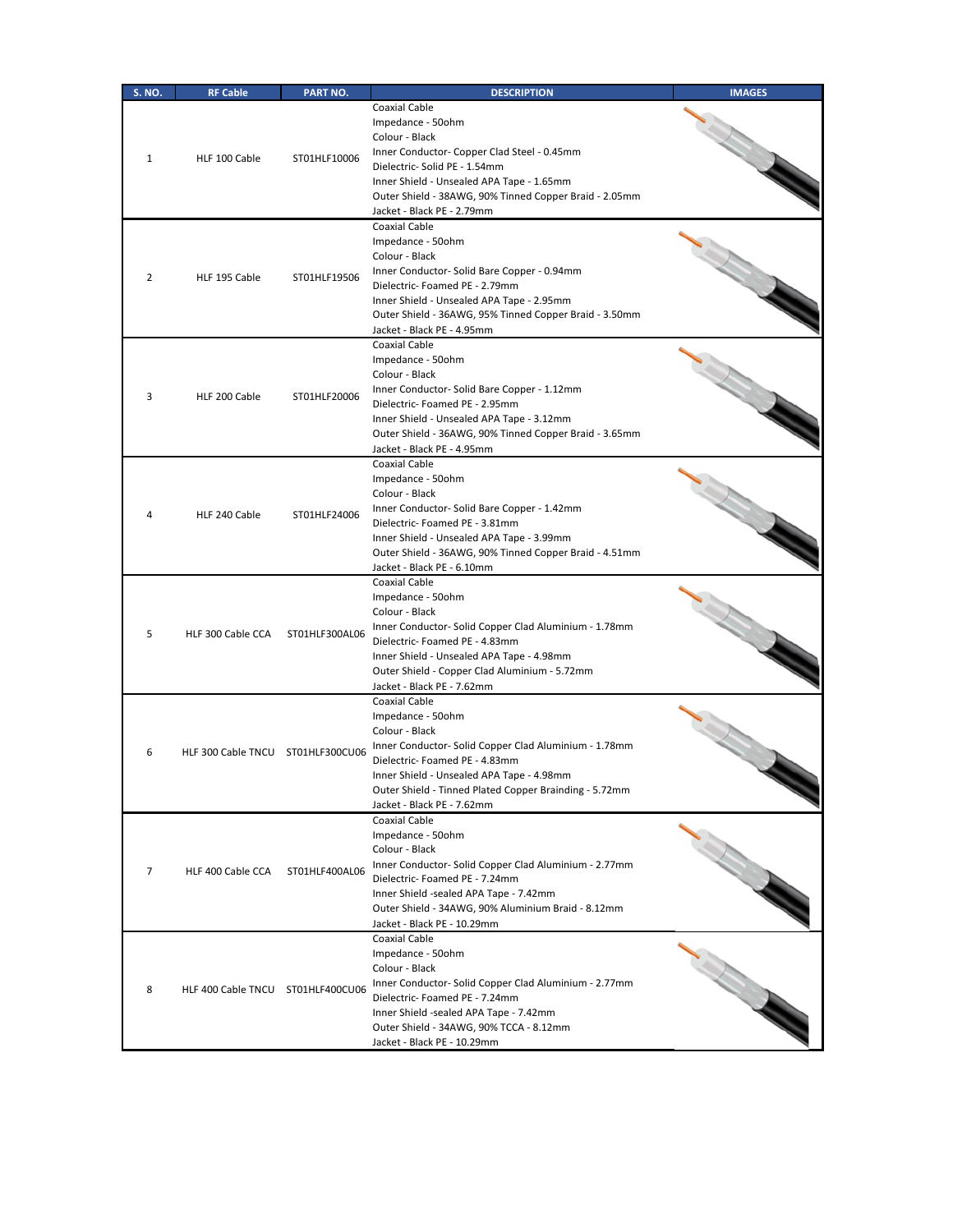| S. NO. | RF Cable | PART NO. | DESCRIPTION | IMAGES |
|---|---|---|---|---|
| 1 | HLF 100 Cable | ST01HLF10006 | Coaxial Cable<br>Impedance - 50ohm<br>Colour - Black<br>Inner Conductor- Copper Clad Steel - 0.45mm<br>Dielectric- Solid PE - 1.54mm<br>Inner Shield - Unsealed APA Tape - 1.65mm<br>Outer Shield - 38AWG, 90% Tinned Copper Braid - 2.05mm<br>Jacket - Black PE - 2.79mm | |
| 2 | HLF 195 Cable | ST01HLF19506 | Coaxial Cable<br>Impedance - 50ohm<br>Colour - Black<br>Inner Conductor- Solid Bare Copper - 0.94mm<br>Dielectric- Foamed PE - 2.79mm<br>Inner Shield - Unsealed APA Tape - 2.95mm<br>Outer Shield - 36AWG, 95% Tinned Copper Braid - 3.50mm<br>Jacket - Black PE - 4.95mm | |
| 3 | HLF 200 Cable | ST01HLF20006 | Coaxial Cable<br>Impedance - 50ohm<br>Colour - Black<br>Inner Conductor- Solid Bare Copper - 1.12mm<br>Dielectric- Foamed PE - 2.95mm<br>Inner Shield - Unsealed APA Tape - 3.12mm<br>Outer Shield - 36AWG, 90% Tinned Copper Braid - 3.65mm<br>Jacket - Black PE - 4.95mm | |
| 4 | HLF 240 Cable | ST01HLF24006 | Coaxial Cable<br>Impedance - 50ohm<br>Colour - Black<br>Inner Conductor- Solid Bare Copper - 1.42mm<br>Dielectric- Foamed PE - 3.81mm<br>Inner Shield - Unsealed APA Tape - 3.99mm<br>Outer Shield - 36AWG, 90% Tinned Copper Braid - 4.51mm<br>Jacket - Black PE - 6.10mm | |
| 5 | HLF 300 Cable CCA | ST01HLF300AL06 | Coaxial Cable<br>Impedance - 50ohm<br>Colour - Black<br>Inner Conductor- Solid Copper Clad Aluminium - 1.78mm<br>Dielectric- Foamed PE - 4.83mm<br>Inner Shield - Unsealed APA Tape - 4.98mm<br>Outer Shield - Copper Clad Aluminium - 5.72mm<br>Jacket - Black PE - 7.62mm | |
| 6 | HLF 300 Cable TNCU | ST01HLF300CU06 | Coaxial Cable<br>Impedance - 50ohm<br>Colour - Black<br>Inner Conductor- Solid Copper Clad Aluminium - 1.78mm<br>Dielectric- Foamed PE - 4.83mm<br>Inner Shield - Unsealed APA Tape - 4.98mm<br>Outer Shield - Tinned Plated Copper Brainding - 5.72mm<br>Jacket - Black PE - 7.62mm | |
| 7 | HLF 400 Cable CCA | ST01HLF400AL06 | Coaxial Cable<br>Impedance - 50ohm<br>Colour - Black<br>Inner Conductor- Solid Copper Clad Aluminium - 2.77mm<br>Dielectric- Foamed PE - 7.24mm<br>Inner Shield -sealed APA Tape - 7.42mm<br>Outer Shield - 34AWG, 90% Aluminium Braid - 8.12mm<br>Jacket - Black PE - 10.29mm | |
| 8 | HLF 400 Cable TNCU | ST01HLF400CU06 | Coaxial Cable<br>Impedance - 50ohm<br>Colour - Black<br>Inner Conductor- Solid Copper Clad Aluminium - 2.77mm<br>Dielectric- Foamed PE - 7.24mm<br>Inner Shield -sealed APA Tape - 7.42mm<br>Outer Shield - 34AWG, 90% TCCA - 8.12mm<br>Jacket - Black PE - 10.29mm | |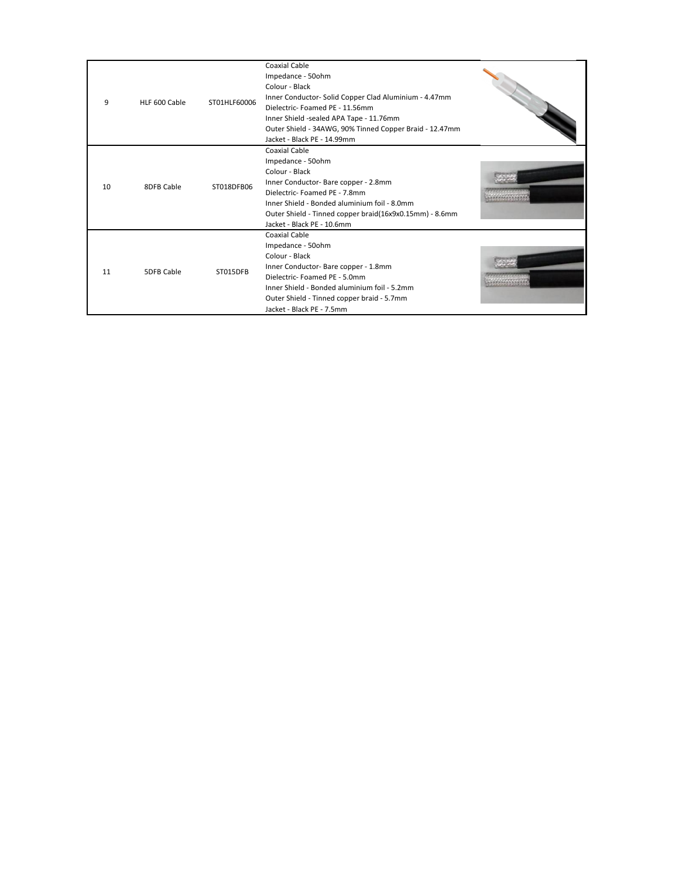| | | | | |
|---|---|---|---|---|
| 9 | HLF 600 Cable | ST01HLF60006 | Coaxial Cable<br>Impedance - 50ohm<br>Colour - Black<br>Inner Conductor- Solid Copper Clad Aluminium - 4.47mm<br>Dielectric- Foamed PE - 11.56mm<br>Inner Shield -sealed APA Tape - 11.76mm<br>Outer Shield - 34AWG, 90% Tinned Copper Braid - 12.47mm<br>Jacket - Black PE - 14.99mm | |
| 10 | 8DFB Cable | ST018DFB06 | Coaxial Cable<br>Impedance - 50ohm<br>Colour - Black<br>Inner Conductor- Bare copper - 2.8mm<br>Dielectric- Foamed PE - 7.8mm<br>Inner Shield - Bonded aluminium foil - 8.0mm<br>Outer Shield - Tinned copper braid(16x9x0.15mm) - 8.6mm<br>Jacket - Black PE - 10.6mm | |
| 11 | 5DFB Cable | ST015DFB | Coaxial Cable<br>Impedance - 50ohm<br>Colour - Black<br>Inner Conductor- Bare copper - 1.8mm<br>Dielectric- Foamed PE - 5.0mm<br>Inner Shield - Bonded aluminium foil - 5.2mm<br>Outer Shield - Tinned copper braid - 5.7mm<br>Jacket - Black PE - 7.5mm | |